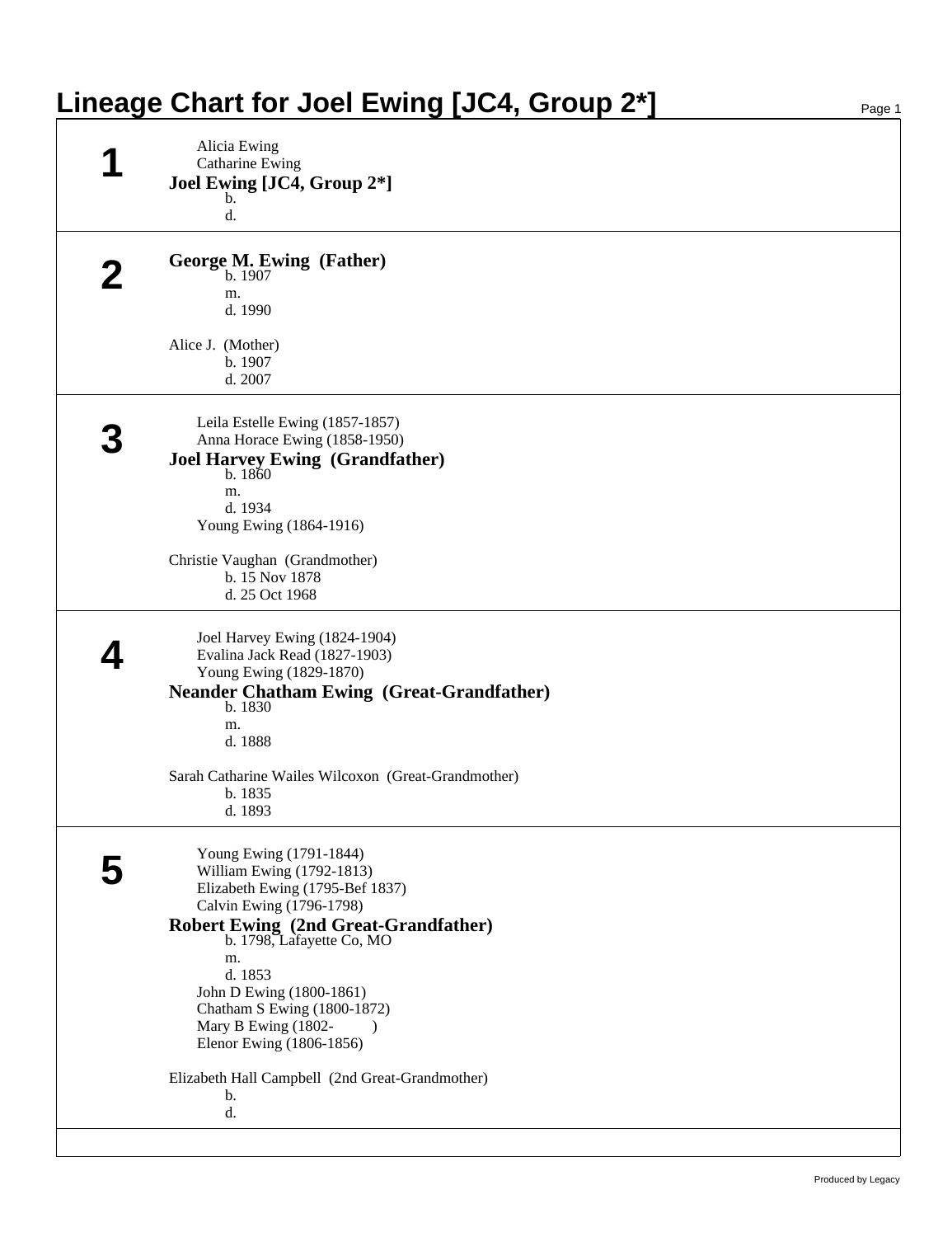# Lineage Chart for Joel Ewing [JC4, Group 2*]

## 1

Alicia Ewing
Catharine Ewing

**Joel Ewing [JC4, Group 2*]**
b.
d.

## 2

**George M. Ewing (Father)**
b. 1907
m.
d. 1990

Alice J. (Mother)
b. 1907
d. 2007

## 3

Leila Estelle Ewing (1857-1857)
Anna Horace Ewing (1858-1950)

**Joel Harvey Ewing (Grandfather)**
b. 1860
m.
d. 1934

Young Ewing (1864-1916)

Christie Vaughan (Grandmother)
b. 15 Nov 1878
d. 25 Oct 1968

## 4

Joel Harvey Ewing (1824-1904)
Evalina Jack Read (1827-1903)
Young Ewing (1829-1870)

**Neander Chatham Ewing (Great-Grandfather)**
b. 1830
m.
d. 1888

Sarah Catharine Wailes Wilcoxon (Great-Grandmother)
b. 1835
d. 1893

## 5

Young Ewing (1791-1844)
William Ewing (1792-1813)
Elizabeth Ewing (1795-Bef 1837)
Calvin Ewing (1796-1798)

**Robert Ewing (2nd Great-Grandfather)**
b. 1798, Lafayette Co, MO
m.
d. 1853

John D Ewing (1800-1861)
Chatham S Ewing (1800-1872)
Mary B Ewing (1802- )
Elenor Ewing (1806-1856)

Elizabeth Hall Campbell (2nd Great-Grandmother)
b.
d.

Produced by Legacy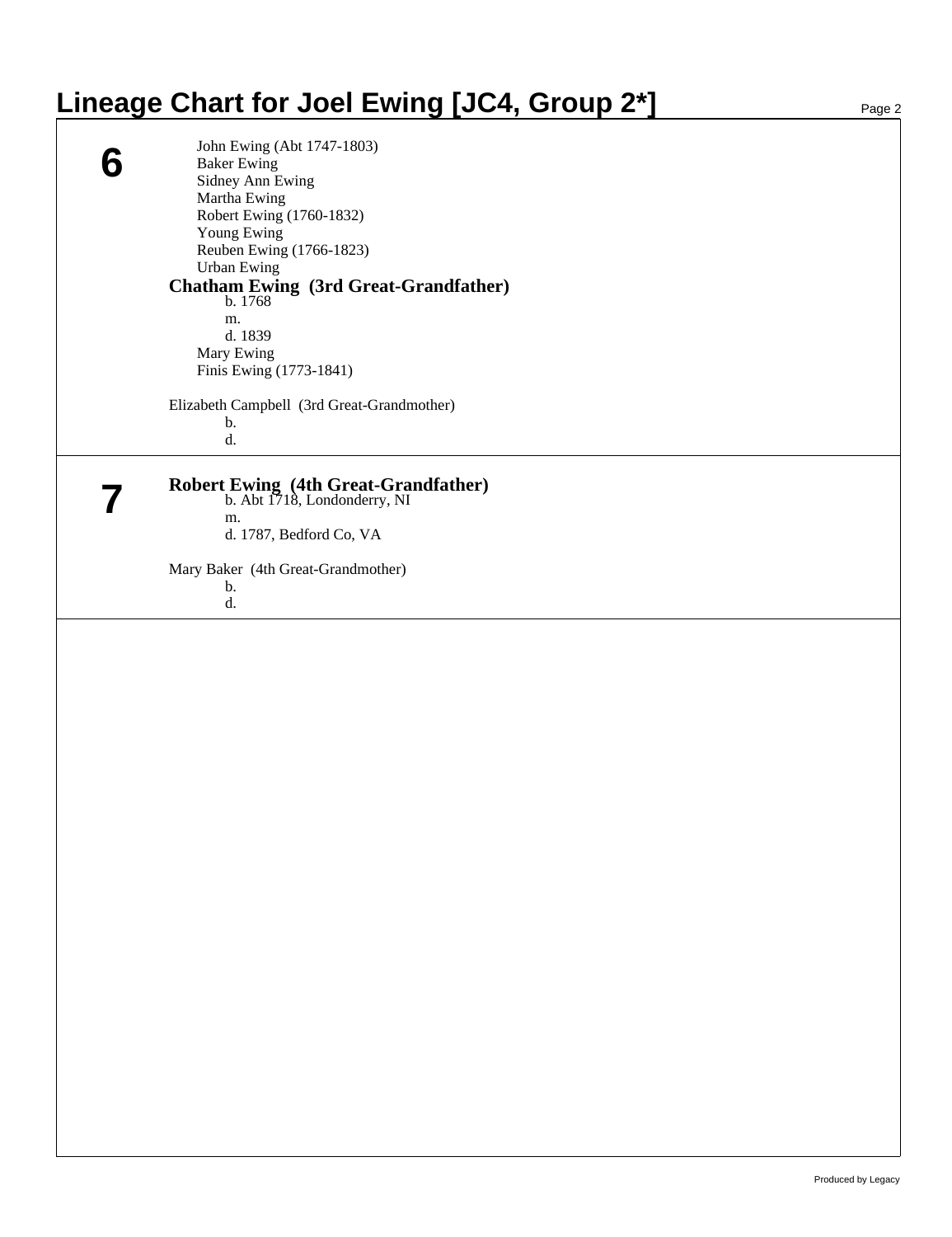# Lineage Chart for Joel Ewing [JC4, Group 2*]

## 6

John Ewing (Abt 1747-1803)
Baker Ewing
Sidney Ann Ewing
Martha Ewing
Robert Ewing (1760-1832)
Young Ewing
Reuben Ewing (1766-1823)
Urban Ewing

**Chatham Ewing (3rd Great-Grandfather)**
b. 1768
m.
d. 1839

Mary Ewing
Finis Ewing (1773-1841)

Elizabeth Campbell (3rd Great-Grandmother)
b.
d.

## 7

**Robert Ewing (4th Great-Grandfather)**
b. Abt 1718, Londonderry, NI
m.
d. 1787, Bedford Co, VA

Mary Baker (4th Great-Grandmother)
b.
d.

Produced by Legacy